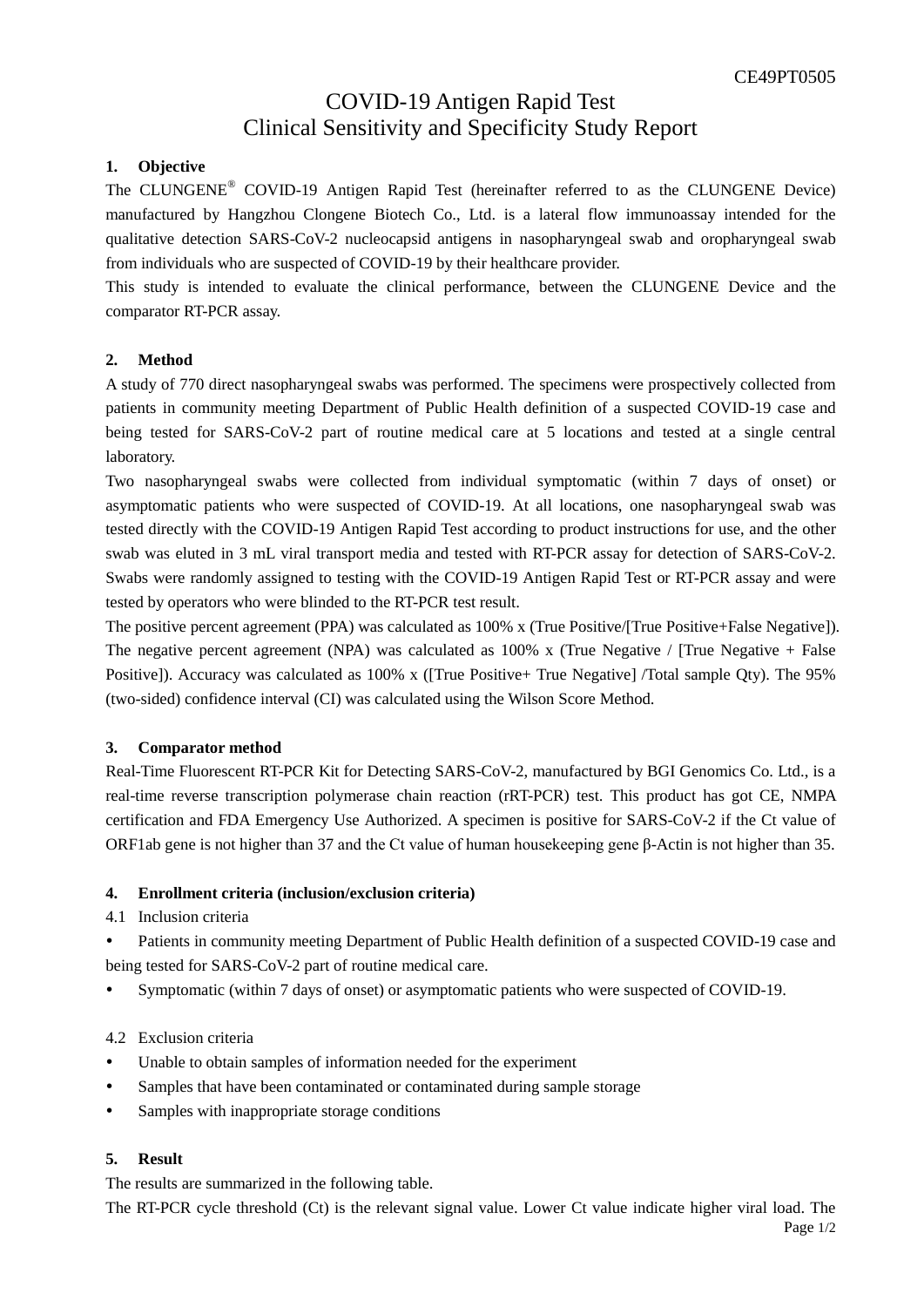CE49PT0505

# COVID-19 Antigen Rapid Test
# Clinical Sensitivity and Specificity Study Report

## 1. Objective

The CLUNGENE® COVID-19 Antigen Rapid Test (hereinafter referred to as the CLUNGENE Device) manufactured by Hangzhou Clongene Biotech Co., Ltd. is a lateral flow immunoassay intended for the qualitative detection SARS-CoV-2 nucleocapsid antigens in nasopharyngeal swab and oropharyngeal swab from individuals who are suspected of COVID-19 by their healthcare provider.

This study is intended to evaluate the clinical performance, between the CLUNGENE Device and the comparator RT-PCR assay.

## 2. Method

A study of 770 direct nasopharyngeal swabs was performed. The specimens were prospectively collected from patients in community meeting Department of Public Health definition of a suspected COVID-19 case and being tested for SARS-CoV-2 part of routine medical care at 5 locations and tested at a single central laboratory.

Two nasopharyngeal swabs were collected from individual symptomatic (within 7 days of onset) or asymptomatic patients who were suspected of COVID-19. At all locations, one nasopharyngeal swab was tested directly with the COVID-19 Antigen Rapid Test according to product instructions for use, and the other swab was eluted in 3 mL viral transport media and tested with RT-PCR assay for detection of SARS-CoV-2. Swabs were randomly assigned to testing with the COVID-19 Antigen Rapid Test or RT-PCR assay and were tested by operators who were blinded to the RT-PCR test result.

The positive percent agreement (PPA) was calculated as 100% x (True Positive/[True Positive+False Negative]). The negative percent agreement (NPA) was calculated as 100% x (True Negative / [True Negative + False Positive]). Accuracy was calculated as 100% x ([True Positive+ True Negative] /Total sample Qty). The 95% (two-sided) confidence interval (CI) was calculated using the Wilson Score Method.

## 3. Comparator method

Real-Time Fluorescent RT-PCR Kit for Detecting SARS-CoV-2, manufactured by BGI Genomics Co. Ltd., is a real-time reverse transcription polymerase chain reaction (rRT-PCR) test. This product has got CE, NMPA certification and FDA Emergency Use Authorized. A specimen is positive for SARS-CoV-2 if the Ct value of ORF1ab gene is not higher than 37 and the Ct value of human housekeeping gene β-Actin is not higher than 35.

## 4. Enrollment criteria (inclusion/exclusion criteria)

4.1 Inclusion criteria

- Patients in community meeting Department of Public Health definition of a suspected COVID-19 case and being tested for SARS-CoV-2 part of routine medical care.
- Symptomatic (within 7 days of onset) or asymptomatic patients who were suspected of COVID-19.

4.2 Exclusion criteria

- Unable to obtain samples of information needed for the experiment
- Samples that have been contaminated or contaminated during sample storage
- Samples with inappropriate storage conditions

## 5. Result

The results are summarized in the following table.

The RT-PCR cycle threshold (Ct) is the relevant signal value. Lower Ct value indicate higher viral load. The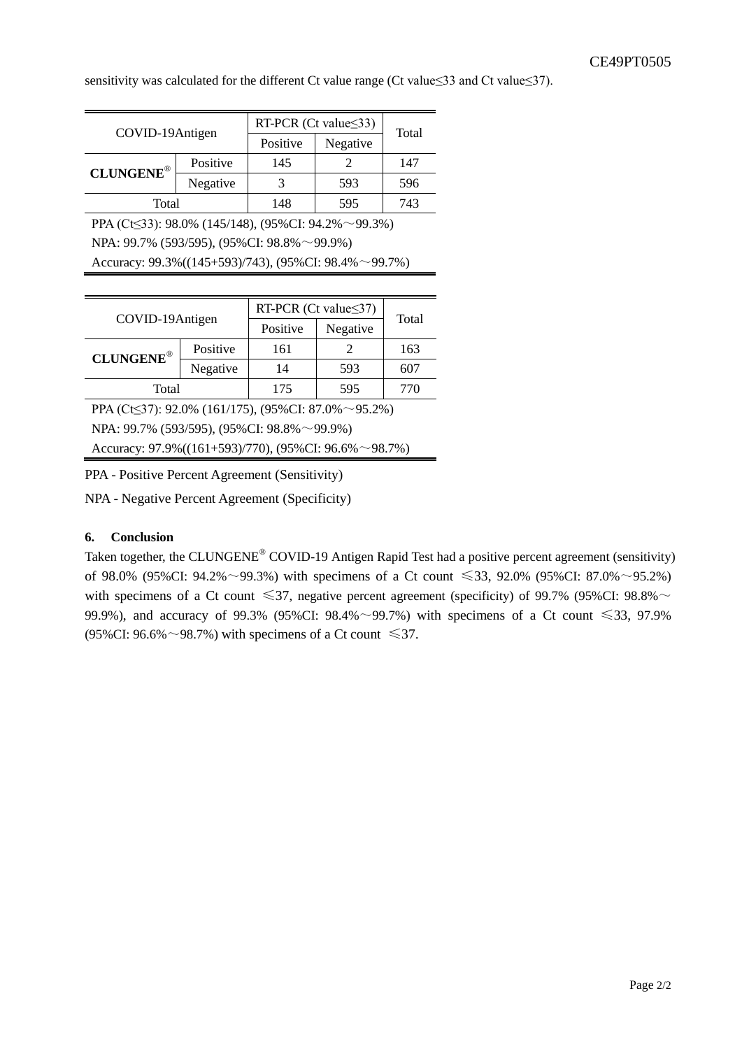sensitivity was calculated for the different Ct value range (Ct value≤33 and Ct value≤37).

| COVID-19Antigen | | RT-PCR (Ct value≤33) | | Total |
|---|---|---|---|---|
| | | Positive | Negative | |
| **CLUNGENE®** | Positive | 145 | 2 | 147 |
| | Negative | 3 | 593 | 596 |
| Total | | 148 | 595 | 743 |

PPA (Ct≤33): 98.0% (145/148), (95%CI: 94.2%～99.3%)

NPA: 99.7% (593/595), (95%CI: 98.8%～99.9%)

Accuracy: 99.3%((145+593)/743), (95%CI: 98.4%～99.7%)

| COVID-19Antigen | | RT-PCR (Ct value≤37) | | Total |
|---|---|---|---|---|
| | | Positive | Negative | |
| **CLUNGENE®** | Positive | 161 | 2 | 163 |
| | Negative | 14 | 593 | 607 |
| Total | | 175 | 595 | 770 |

PPA (Ct≤37): 92.0% (161/175), (95%CI: 87.0%～95.2%)

NPA: 99.7% (593/595), (95%CI: 98.8%～99.9%)

Accuracy: 97.9%((161+593)/770), (95%CI: 96.6%～98.7%)

PPA - Positive Percent Agreement (Sensitivity)

NPA - Negative Percent Agreement (Specificity)

### 6. Conclusion

Taken together, the CLUNGENE® COVID-19 Antigen Rapid Test had a positive percent agreement (sensitivity) of 98.0% (95%CI: 94.2%～99.3%) with specimens of a Ct count ≤33, 92.0% (95%CI: 87.0%～95.2%) with specimens of a Ct count ≤37, negative percent agreement (specificity) of 99.7% (95%CI: 98.8%～99.9%), and accuracy of 99.3% (95%CI: 98.4%～99.7%) with specimens of a Ct count ≤33, 97.9% (95%CI: 96.6%～98.7%) with specimens of a Ct count ≤37.